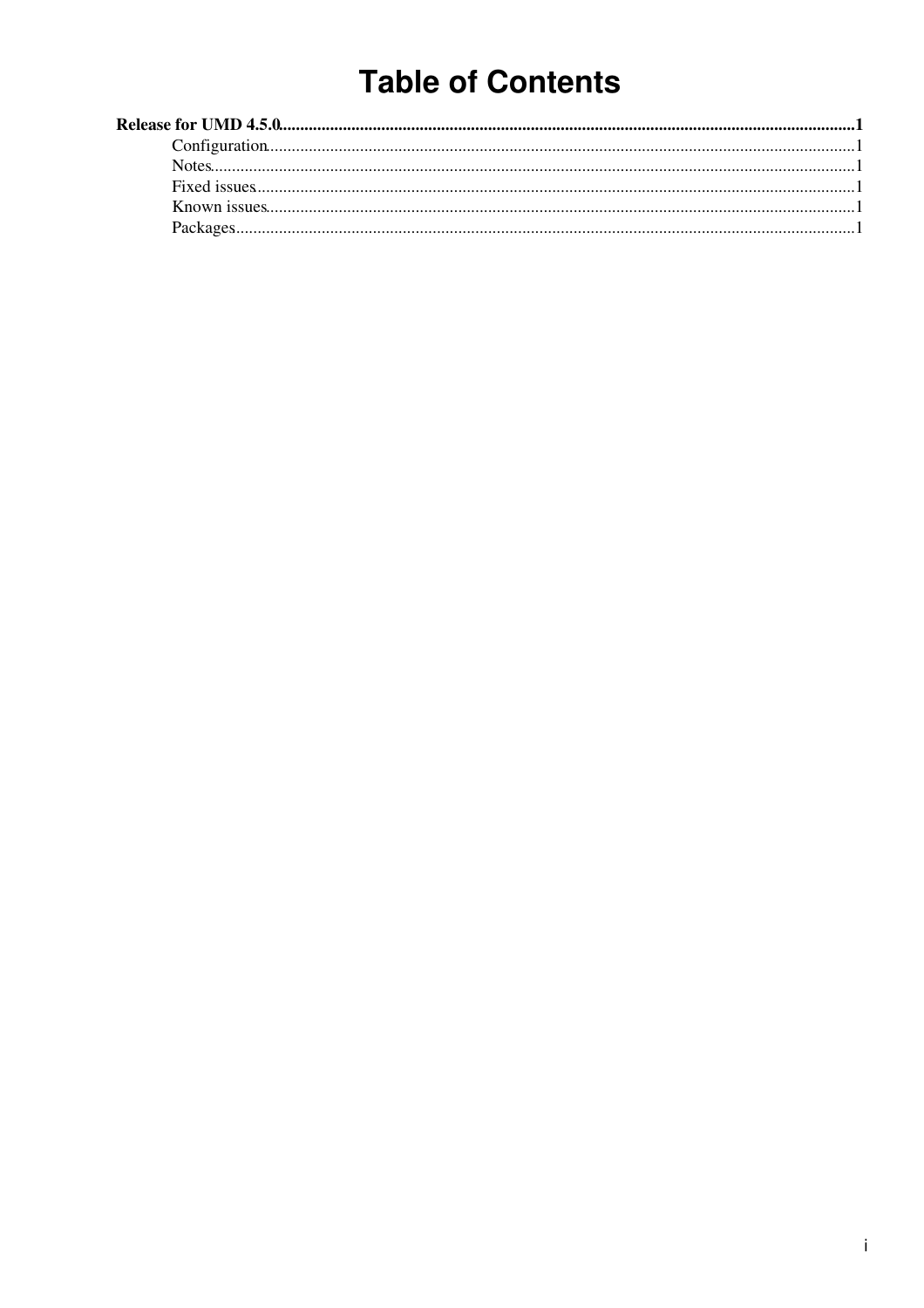# Table of Contents

**Release for UMD 4.5.0**......................................................................................................................................**1**

- Configuration.........................................................................................................................................1
- Notes......................................................................................................................................................1
- Fixed issues...........................................................................................................................................1
- Known issues.........................................................................................................................................1
- Packages................................................................................................................................................1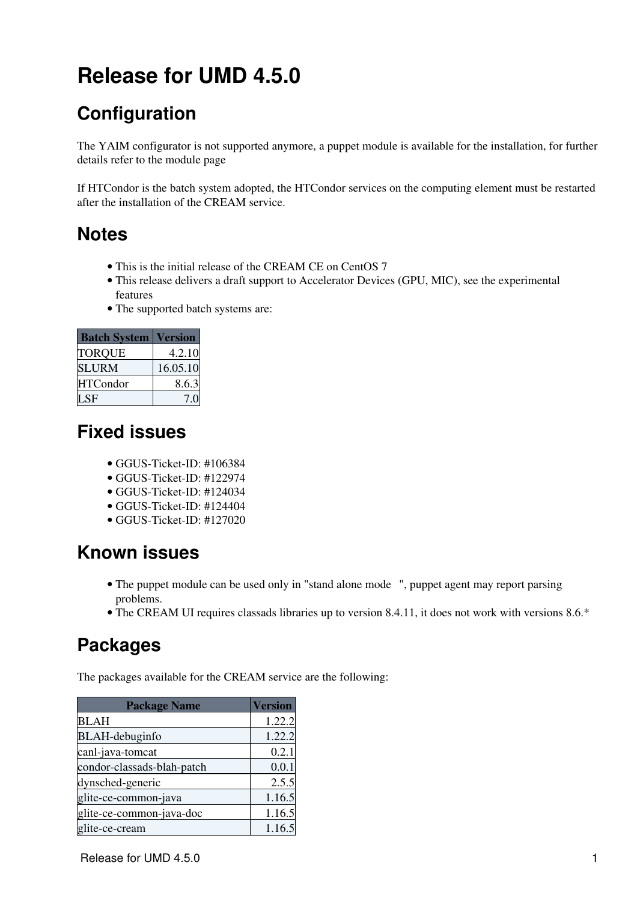# Release for UMD 4.5.0

## Configuration

The YAIM configurator is not supported anymore, a puppet module is available for the installation, for further details refer to the module page

If HTCondor is the batch system adopted, the HTCondor services on the computing element must be restarted after the installation of the CREAM service.

## Notes

- This is the initial release of the CREAM CE on CentOS 7
- This release delivers a draft support to Accelerator Devices (GPU, MIC), see the experimental features
- The supported batch systems are:

| Batch System | Version |
|---|---|
| TORQUE | 4.2.10 |
| SLURM | 16.05.10 |
| HTCondor | 8.6.3 |
| LSF | 7.0 |

## Fixed issues

- GGUS-Ticket-ID: #106384
- GGUS-Ticket-ID: #122974
- GGUS-Ticket-ID: #124034
- GGUS-Ticket-ID: #124404
- GGUS-Ticket-ID: #127020

## Known issues

- The puppet module can be used only in "stand alone mode ", puppet agent may report parsing problems.
- The CREAM UI requires classads libraries up to version 8.4.11, it does not work with versions 8.6.*

## Packages

The packages available for the CREAM service are the following:

| Package Name | Version |
|---|---|
| BLAH | 1.22.2 |
| BLAH-debuginfo | 1.22.2 |
| canl-java-tomcat | 0.2.1 |
| condor-classads-blah-patch | 0.0.1 |
| dynsched-generic | 2.5.5 |
| glite-ce-common-java | 1.16.5 |
| glite-ce-common-java-doc | 1.16.5 |
| glite-ce-cream | 1.16.5 |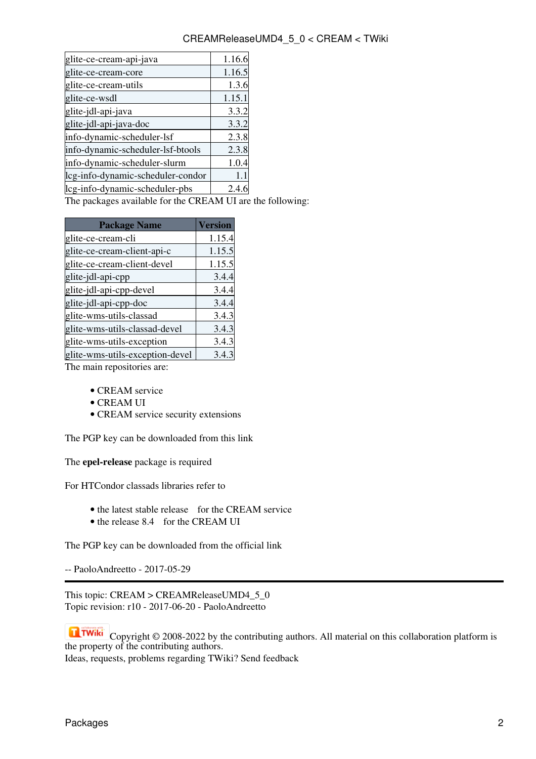| | |
|---|---|
| glite-ce-cream-api-java | 1.16.6 |
| glite-ce-cream-core | 1.16.5 |
| glite-ce-cream-utils | 1.3.6 |
| glite-ce-wsdl | 1.15.1 |
| glite-jdl-api-java | 3.3.2 |
| glite-jdl-api-java-doc | 3.3.2 |
| info-dynamic-scheduler-lsf | 2.3.8 |
| info-dynamic-scheduler-lsf-btools | 2.3.8 |
| info-dynamic-scheduler-slurm | 1.0.4 |
| lcg-info-dynamic-scheduler-condor | 1.1 |
| lcg-info-dynamic-scheduler-pbs | 2.4.6 |

The packages available for the CREAM UI are the following:

| Package Name | Version |
|---|---|
| glite-ce-cream-cli | 1.15.4 |
| glite-ce-cream-client-api-c | 1.15.5 |
| glite-ce-cream-client-devel | 1.15.5 |
| glite-jdl-api-cpp | 3.4.4 |
| glite-jdl-api-cpp-devel | 3.4.4 |
| glite-jdl-api-cpp-doc | 3.4.4 |
| glite-wms-utils-classad | 3.4.3 |
| glite-wms-utils-classad-devel | 3.4.3 |
| glite-wms-utils-exception | 3.4.3 |
| glite-wms-utils-exception-devel | 3.4.3 |

The main repositories are:

- CREAM service
- CREAM UI
- CREAM service security extensions

The PGP key can be downloaded from this link

The **epel-release** package is required

For HTCondor classads libraries refer to

- the latest stable release for the CREAM service
- the release 8.4 for the CREAM UI

The PGP key can be downloaded from the official link

-- PaoloAndreetto - 2017-05-29

---

This topic: CREAM > CREAMReleaseUMD4_5_0
Topic revision: r10 - 2017-06-20 - PaoloAndreetto

Copyright © 2008-2022 by the contributing authors. All material on this collaboration platform is the property of the contributing authors.
Ideas, requests, problems regarding TWiki? Send feedback